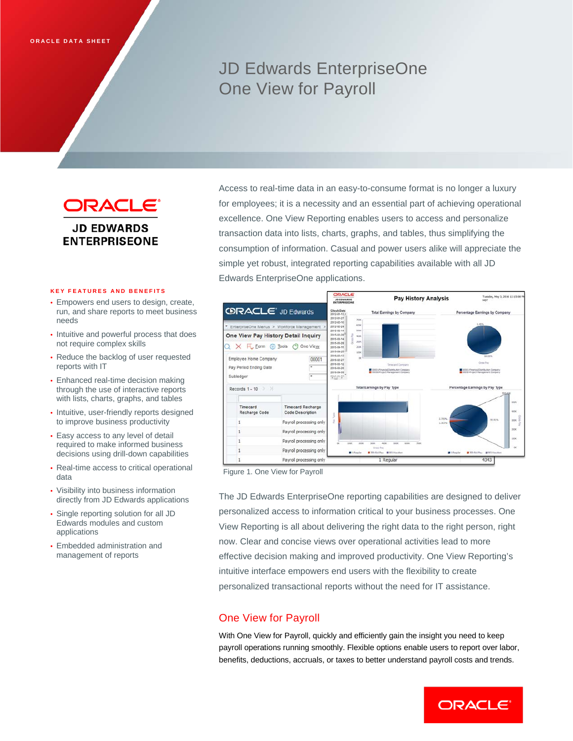ORACLE DATA SHEET

# JD Edwards EnterpriseOne One View for Payroll

ORACLE

JD EDWARDS ENTERPRISEONE

Access to real-time data in an easy-to-consume format is no longer a luxury for employees; it is a necessity and an essential part of achieving operational excellence. One View Reporting enables users to access and personalize transaction data into lists, charts, graphs, and tables, thus simplifying the consumption of information. Casual and power users alike will appreciate the simple yet robust, integrated reporting capabilities available with all JD Edwards EnterpriseOne applications.

Figure 1. One View for Payroll

The JD Edwards EnterpriseOne reporting capabilities are designed to deliver personalized access to information critical to your business processes. One View Reporting is all about delivering the right data to the right person, right now. Clear and concise views over operational activities lead to more effective decision making and improved productivity. One View Reporting's intuitive interface empowers end users with the flexibility to create personalized transactional reports without the need for IT assistance.

## One View for Payroll

With One View for Payroll, quickly and efficiently gain the insight you need to keep payroll operations running smoothly. Flexible options enable users to report over labor, benefits, deductions, accruals, or taxes to better understand payroll costs and trends.

### KEY FEATURES AND BENEFITS

- Empowers end users to design, create, run, and share reports to meet business needs
- Intuitive and powerful process that does not require complex skills
- Reduce the backlog of user requested reports with IT
- Enhanced real-time decision making through the use of interactive reports with lists, charts, graphs, and tables
- Intuitive, user-friendly reports designed to improve business productivity
- Easy access to any level of detail required to make informed business decisions using drill-down capabilities
- Real-time access to critical operational data
- Visibility into business information directly from JD Edwards applications
- Single reporting solution for all JD Edwards modules and custom applications
- Embedded administration and management of reports

ORACLE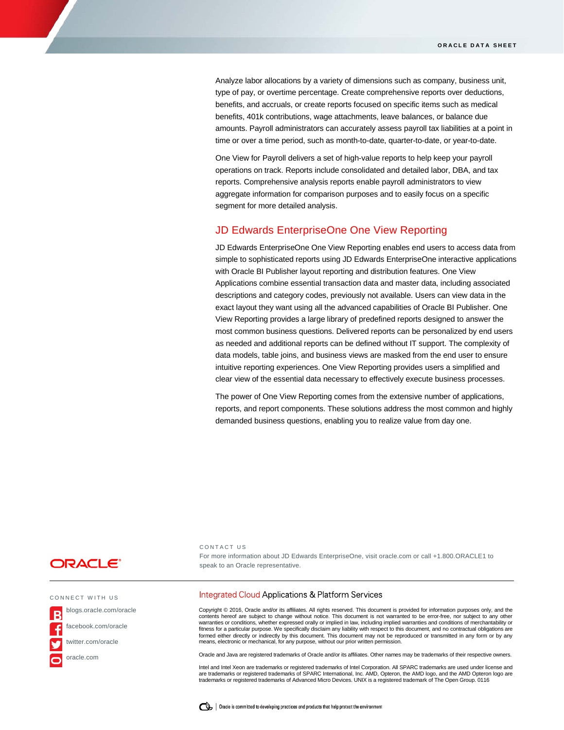Analyze labor allocations by a variety of dimensions such as company, business unit, type of pay, or overtime percentage. Create comprehensive reports over deductions, benefits, and accruals, or create reports focused on specific items such as medical benefits, 401k contributions, wage attachments, leave balances, or balance due amounts. Payroll administrators can accurately assess payroll tax liabilities at a point in time or over a time period, such as month-to-date, quarter-to-date, or year-to-date.

One View for Payroll delivers a set of high-value reports to help keep your payroll operations on track. Reports include consolidated and detailed labor, DBA, and tax reports. Comprehensive analysis reports enable payroll administrators to view aggregate information for comparison purposes and to easily focus on a specific segment for more detailed analysis.

## JD Edwards EnterpriseOne One View Reporting

JD Edwards EnterpriseOne One View Reporting enables end users to access data from simple to sophisticated reports using JD Edwards EnterpriseOne interactive applications with Oracle BI Publisher layout reporting and distribution features. One View Applications combine essential transaction data and master data, including associated descriptions and category codes, previously not available. Users can view data in the exact layout they want using all the advanced capabilities of Oracle BI Publisher. One View Reporting provides a large library of predefined reports designed to answer the most common business questions. Delivered reports can be personalized by end users as needed and additional reports can be defined without IT support. The complexity of data models, table joins, and business views are masked from the end user to ensure intuitive reporting experiences. One View Reporting provides users a simplified and clear view of the essential data necessary to effectively execute business processes.

The power of One View Reporting comes from the extensive number of applications, reports, and report components. These solutions address the most common and highly demanded business questions, enabling you to realize value from day one.

ORACLE

CONTACT US

For more information about JD Edwards EnterpriseOne, visit oracle.com or call +1.800.ORACLE1 to speak to an Oracle representative.

CONNECT WITH US

- blogs.oracle.com/oracle
- facebook.com/oracle
- twitter.com/oracle
- oracle.com

Integrated Cloud Applications & Platform Services

Copyright © 2016, Oracle and/or its affiliates. All rights reserved. This document is provided for information purposes only, and the contents hereof are subject to change without notice. This document is not warranted to be error-free, nor subject to any other warranties or conditions, whether expressed orally or implied in law, including implied warranties and conditions of merchantability or fitness for a particular purpose. We specifically disclaim any liability with respect to this document, and no contractual obligations are formed either directly or indirectly by this document. This document may not be reproduced or transmitted in any form or by any means, electronic or mechanical, for any purpose, without our prior written permission.

Oracle and Java are registered trademarks of Oracle and/or its affiliates. Other names may be trademarks of their respective owners.

Intel and Intel Xeon are trademarks or registered trademarks of Intel Corporation. All SPARC trademarks are used under license and are trademarks or registered trademarks of SPARC International, Inc. AMD, Opteron, the AMD logo, and the AMD Opteron logo are trademarks or registered trademarks of Advanced Micro Devices. UNIX is a registered trademark of The Open Group. 0116

Oracle is committed to developing practices and products that help protect the environment